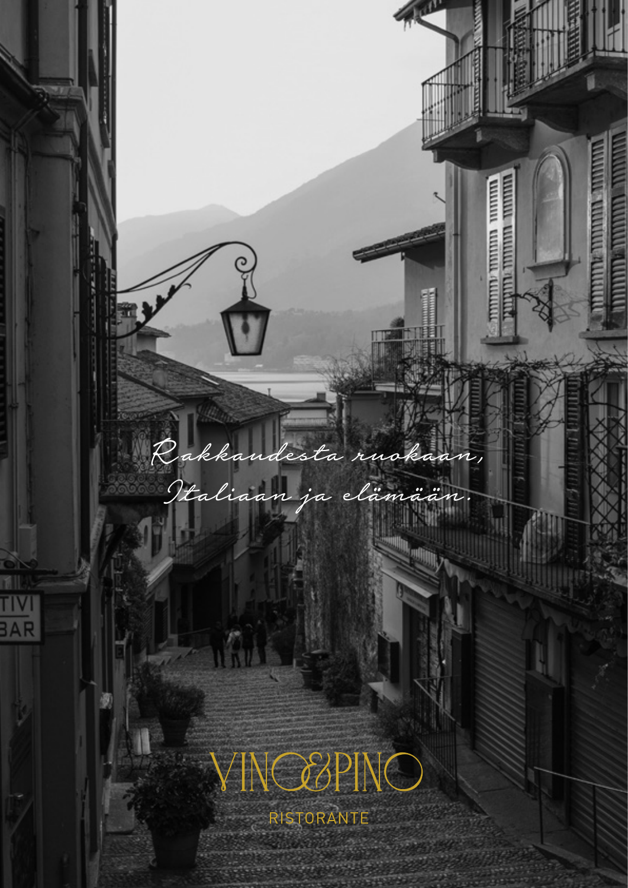*Rakkaudesta ruokaan,*
*Italiaan ja elämään.*

# VINO&PINO

RISTORANTE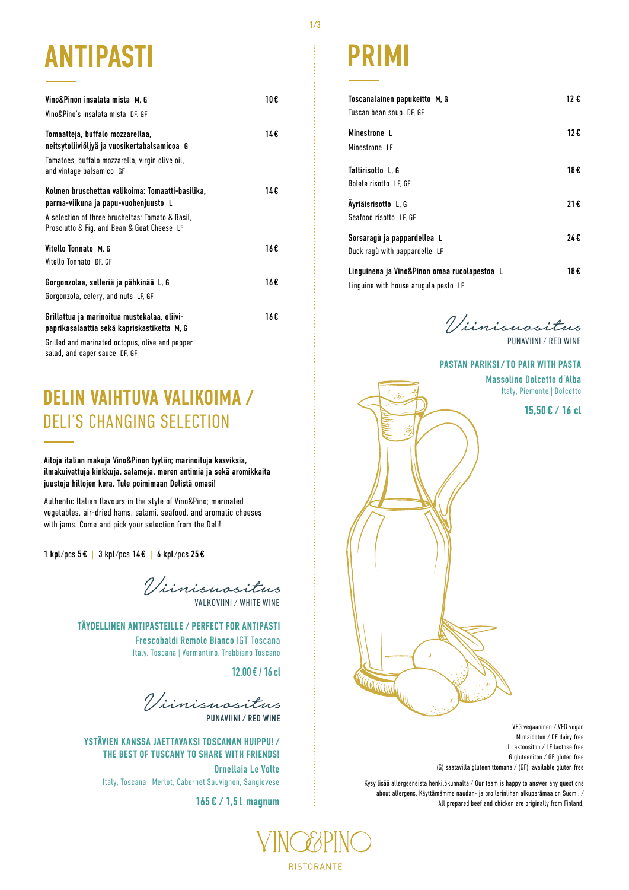# ANTIPASTI

| | |
|---|---|
| **Vino&Pinon insalata mista** M, G<br>Vino&Pino's insalata mista DF, GF | 10€ |
| **Tomaatteja, buffalo mozzarellaa, neitsytoliiviöljyä ja vuosikertabalsamicoa** G<br>Tomatoes, buffalo mozzarella, virgin olive oil, and vintage balsamico GF | 14€ |
| **Kolmen bruschettan valikoima: Tomaatti-basilika, parma-viikuna ja papu-vuohenjuusto** L<br>A selection of three bruchettas: Tomato & Basil, Prosciutto & Fig, and Bean & Goat Cheese LF | 14€ |
| **Vitello Tonnato** M, G<br>Vitello Tonnato DF, GF | 16€ |
| **Gorgonzolaa, selleriä ja pähkinää** L, G<br>Gorgonzola, celery, and nuts LF, GF | 16€ |
| **Grillattua ja marinoitua mustekalaa, oliivi-paprikasalaattia sekä kapriskastiketta** M, G<br>Grilled and marinated octopus, olive and pepper salad, and caper sauce DF, GF | 16€ |

## DELIN VAIHTUVA VALIKOIMA / DELI'S CHANGING SELECTION

**Aitoja italian makuja Vino&Pinon tyyliin; marinoituja kasviksia, ilmakuivattuja kinkkuja, salameja, meren antimia ja sekä aromikkaita juustoja hillojen kera. Tule poimimaan Delistä omasi!**

Authentic Italian flavours in the style of Vino&Pino; marinated vegetables, air-dried hams, salami, seafood, and aromatic cheeses with jams. Come and pick your selection from the Deli!

**1 kpl**/pcs **5€** | **3 kpl**/pcs **14€** | **6 kpl**/pcs **25€**

*Viinisuositus*
VALKOVIINI / WHITE WINE

**TÄYDELLINEN ANTIPASTEILLE / PERFECT FOR ANTIPASTI**
**Frescobaldi Remole Bianco** IGT Toscana
Italy, Toscana | Vermentino, Trebbiano Toscano
**12,00€ / 16 cl**

*Viinisuositus*
PUNAVIINI / RED WINE

**YSTÄVIEN KANSSA JAETTAVAKSI TOSCANAN HUIPPU! / THE BEST OF TUSCANY TO SHARE WITH FRIENDS!**
**Ornellaia Le Volte**
Italy, Toscana | Merlot, Cabernet Sauvignon, Sangiovese
**165€ / 1,5 l magnum**

# PRIMI

| | |
|---|---|
| **Toscanalainen papukeitto** M, G<br>Tuscan bean soup DF, GF | 12€ |
| **Minestrone** L<br>Minestrone LF | 12€ |
| **Tattirisotto** L, G<br>Bolete risotto LF, GF | 18€ |
| **Äyriäisrisotto** L, G<br>Seafood risotto LF, GF | 21€ |
| **Sorsaragù ja pappardellea** L<br>Duck ragù with pappardelle LF | 24€ |
| **Linguinena ja Vino&Pinon omaa rucolapestoa** L<br>Linguine with house arugula pesto LF | 18€ |

*Viinisuositus*
PUNAVIINI / RED WINE

**PASTAN PARIKSI / TO PAIR WITH PASTA**
**Massolino Dolcetto d´Alba**
Italy, Piemonte | Dolcetto
**15,50€ / 16 cl**

VEG vegaaninen / VEG vegan
M maidoton / DF dairy free
L laktoositon / LF lactose free
G gluteeniton / GF gluten free
(G) saatavilla gluteenittomana / (GF) available gluten free

Kysy lisää allergeeneista henkilökunnalta / Our team is happy to answer any questions about allergens. Käyttämämme naudan- ja broilerinlihan alkuperämaa on Suomi. / All prepared beef and chicken are originally from Finland.

VINO&PINO
RISTORANTE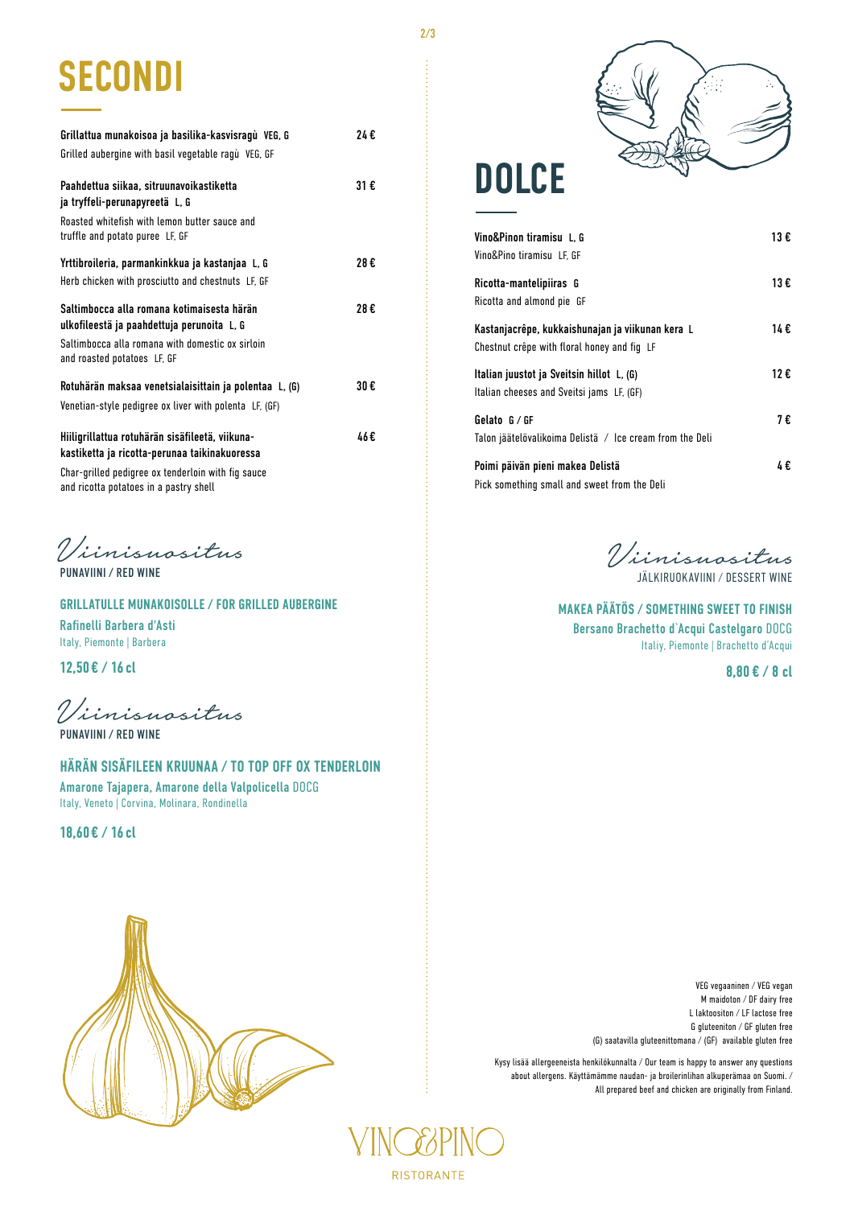# SECONDI

**Grillattua munakoisoa ja basilika-kasvisragù VEG, G** — 24 €
Grilled aubergine with basil vegetable ragù VEG, GF

**Paahdettua siikaa, sitruunavoikastiketta ja tryffeli-perunapyreetä L, G** — 31 €
Roasted whitefish with lemon butter sauce and truffle and potato puree LF, GF

**Yrttibroileria, parmankinkkua ja kastanjaa L, G** — 28 €
Herb chicken with prosciutto and chestnuts LF, GF

**Saltimbocca alla romana kotimaisesta härän ulkofileestä ja paahdettuja perunoita L, G** — 28 €
Saltimbocca alla romana with domestic ox sirloin and roasted potatoes LF, GF

**Rotuhärän maksaa venetsialaisittain ja polentaa L, (G)** — 30 €
Venetian-style pedigree ox liver with polenta LF, (GF)

**Hiiligrillattua rotuhärän sisäfileetä, viikunakastiketta ja ricotta-perunaa taikinakuoressa** — 46€
Char-grilled pedigree ox tenderloin with fig sauce and ricotta potatoes in a pastry shell

*Viinisuositus*
PUNAVIINI / RED WINE

**GRILLATULLE MUNAKOISOLLE / FOR GRILLED AUBERGINE**
**Rafinelli Barbera d'Asti**
Italy, Piemonte | Barbera

**12,50 € / 16 cl**

*Viinisuositus*
PUNAVIINI / RED WINE

**HÄRÄN SISÄFILEEN KRUUNAA / TO TOP OFF OX TENDERLOIN**
**Amarone Tajapera, Amarone della Valpolicella** DOCG
Italy, Veneto | Corvina, Molinara, Rondinella

**18,60 € / 16 cl**

# DOLCE

**Vino&Pinon tiramisu L, G** — 13 €
Vino&Pino tiramisu LF, GF

**Ricotta-mantelipiiras G** — 13 €
Ricotta and almond pie GF

**Kastanjacrêpe, kukkaishunajan ja viikunan kera L** — 14 €
Chestnut crêpe with floral honey and fig LF

**Italian juustot ja Sveitsin hillot L, (G)** — 12 €
Italian cheeses and Sveitsi jams LF, (GF)

**Gelato G / GF** — 7 €
Talon jäätelövalikoima Delistä / Ice cream from the Deli

**Poimi päivän pieni makea Delistä** — 4 €
Pick something small and sweet from the Deli

*Viinisuositus*
JÄLKIRUOKAVIINI / DESSERT WINE

**MAKEA PÄÄTÖS / SOMETHING SWEET TO FINISH**
**Bersano Brachetto d'Acqui Castelgaro** DOCG
Italiy, Piemonte | Brachetto d'Acqui

**8,80 € / 8 cl**

VEG vegaaninen / VEG vegan
M maidoton / DF dairy free
L laktoositon / LF lactose free
G gluteeniton / GF gluten free
(G) saatavilla gluteenittomana / (GF) available gluten free

Kysy lisää allergeeneista henkilökunnalta / Our team is happy to answer any questions about allergens. Käyttämämme naudan- ja broilerinlihan alkuperämaa on Suomi. / All prepared beef and chicken are originally from Finland.

VINO&PINO
RISTORANTE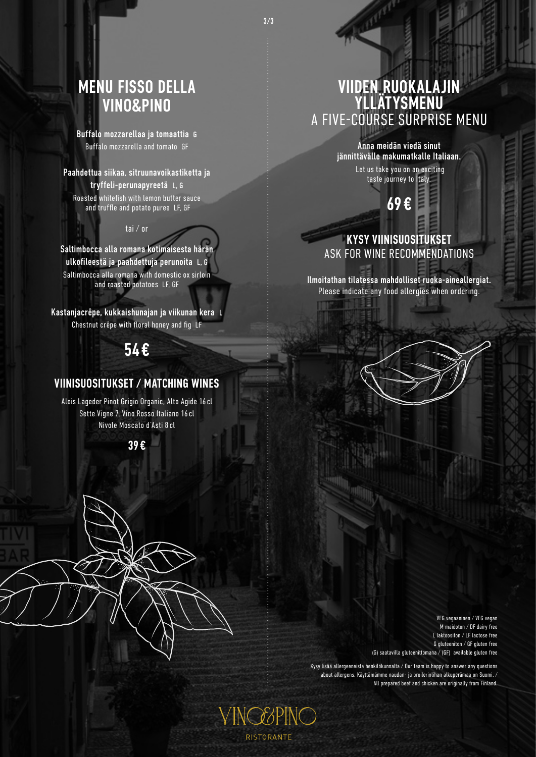## MENU FISSO DELLA VINO&PINO

**Buffalo mozzarellaa ja tomaattia G**
Buffalo mozzarella and tomato GF

**Paahdettua siikaa, sitruunavoikastiketta ja tryffeli-perunapyreetä L, G**
Roasted whitefish with lemon butter sauce and truffle and potato puree LF, GF

tai / or

**Saltimbocca alla romana kotimaisesta härän ulkofileestä ja paahdettuja perunoita L, G**
Saltimbocca alla romana with domestic ox sirloin and roasted potatoes LF, GF

**Kastanjacrêpe, kukkaishunajan ja viikunan kera L**
Chestnut crêpe with floral honey and fig LF

**54 €**

### VIINISUOSITUKSET / MATCHING WINES

Alois Lageder Pinot Grigio Organic, Alto Agide 16 cl
Sette Vigne 7, Vino Rosso Italiano 16 cl
Nivole Moscato d´Asti 8 cl

**39 €**

## VIIDEN RUOKALAJIN YLLÄTYSMENU
## A FIVE-COURSE SURPRISE MENU

**Anna meidän viedä sinut jännittävälle makumatkalle Italiaan.**
Let us take you on an exciting taste journey to Italy.

**69 €**

### KYSY VIINISUOSITUKSET
### ASK FOR WINE RECOMMENDATIONS

**Ilmoitathan tilatessa mahdolliset ruoka-aineallergiat.**
Please indicate any food allergies when ordering.

VEG vegaaninen / VEG vegan
M maidoton / DF dairy free
L laktoositon / LF lactose free
G gluteeniton / GF gluten free
(G) saatavilla gluteenittomana / (GF) available gluten free

Kysy lisää allergeeneista henkilökunnalta / Our team is happy to answer any questions about allergens. Käyttämämme naudan- ja broilerinlihan alkuperämaa on Suomi. / All prepared beef and chicken are originally from Finland.

VINO&PINO
RISTORANTE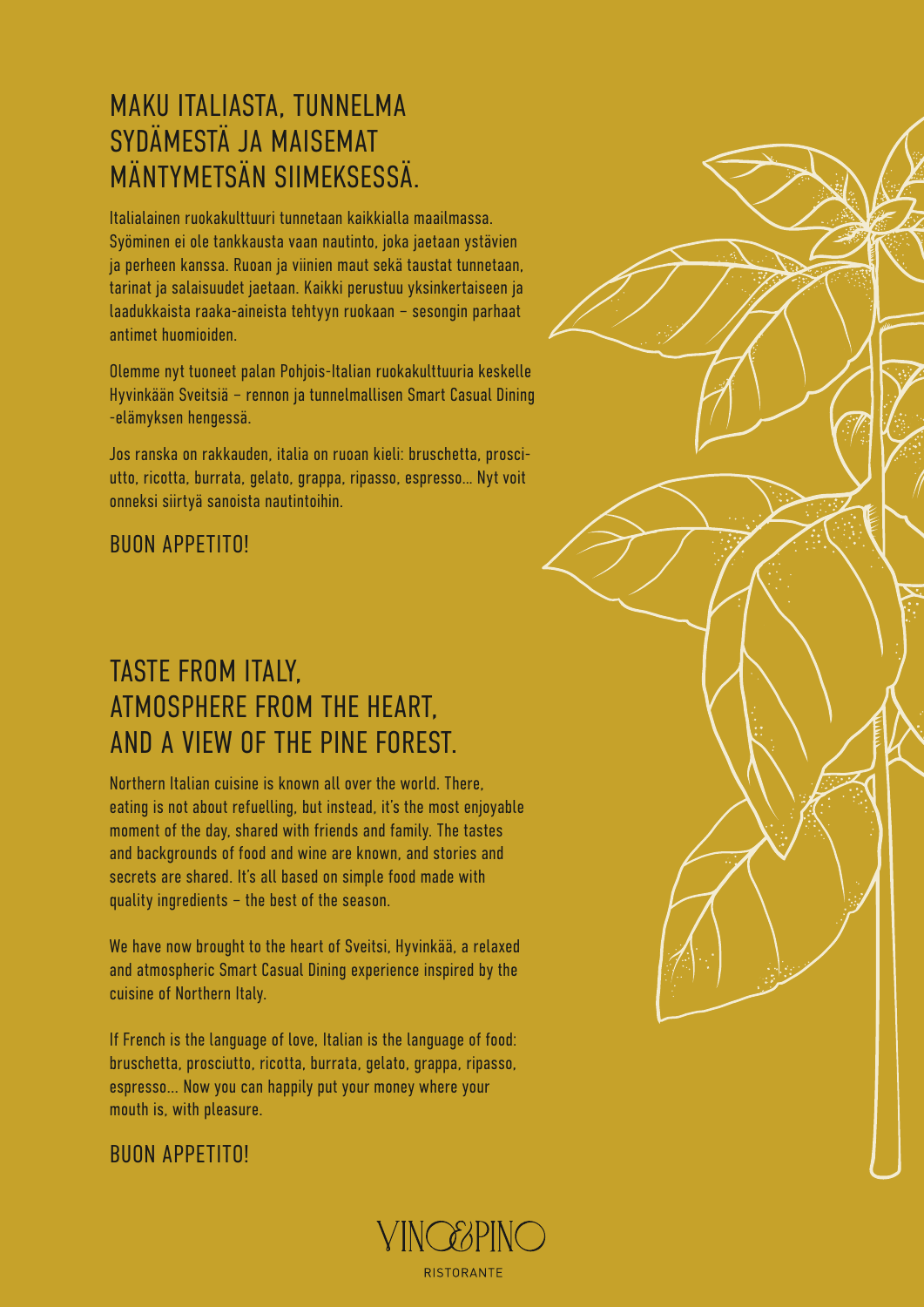## MAKU ITALIASTA, TUNNELMA SYDÄMESTÄ JA MAISEMAT MÄNTYMETSÄN SIIMEKSESSÄ.

Italialainen ruokakulttuuri tunnetaan kaikkialla maailmassa. Syöminen ei ole tankkausta vaan nautinto, joka jaetaan ystävien ja perheen kanssa. Ruoan ja viinien maut sekä taustat tunnetaan, tarinat ja salaisuudet jaetaan. Kaikki perustuu yksinkertaiseen ja laadukkaista raaka-aineista tehtyyn ruokaan – sesongin parhaat antimet huomioiden.

Olemme nyt tuoneet palan Pohjois-Italian ruokakulttuuria keskelle Hyvinkään Sveitsiä – rennon ja tunnelmallisen Smart Casual Dining -elämyksen hengessä.

Jos ranska on rakkauden, italia on ruoan kieli: bruschetta, prosciutto, ricotta, burrata, gelato, grappa, ripasso, espresso... Nyt voit onneksi siirtyä sanoista nautintoihin.

BUON APPETITO!

## TASTE FROM ITALY, ATMOSPHERE FROM THE HEART, AND A VIEW OF THE PINE FOREST.

Northern Italian cuisine is known all over the world. There, eating is not about refuelling, but instead, it's the most enjoyable moment of the day, shared with friends and family. The tastes and backgrounds of food and wine are known, and stories and secrets are shared. It's all based on simple food made with quality ingredients – the best of the season.

We have now brought to the heart of Sveitsi, Hyvinkää, a relaxed and atmospheric Smart Casual Dining experience inspired by the cuisine of Northern Italy.

If French is the language of love, Italian is the language of food: bruschetta, prosciutto, ricotta, burrata, gelato, grappa, ripasso, espresso... Now you can happily put your money where your mouth is, with pleasure.

BUON APPETITO!

VINO&PINO
RISTORANTE